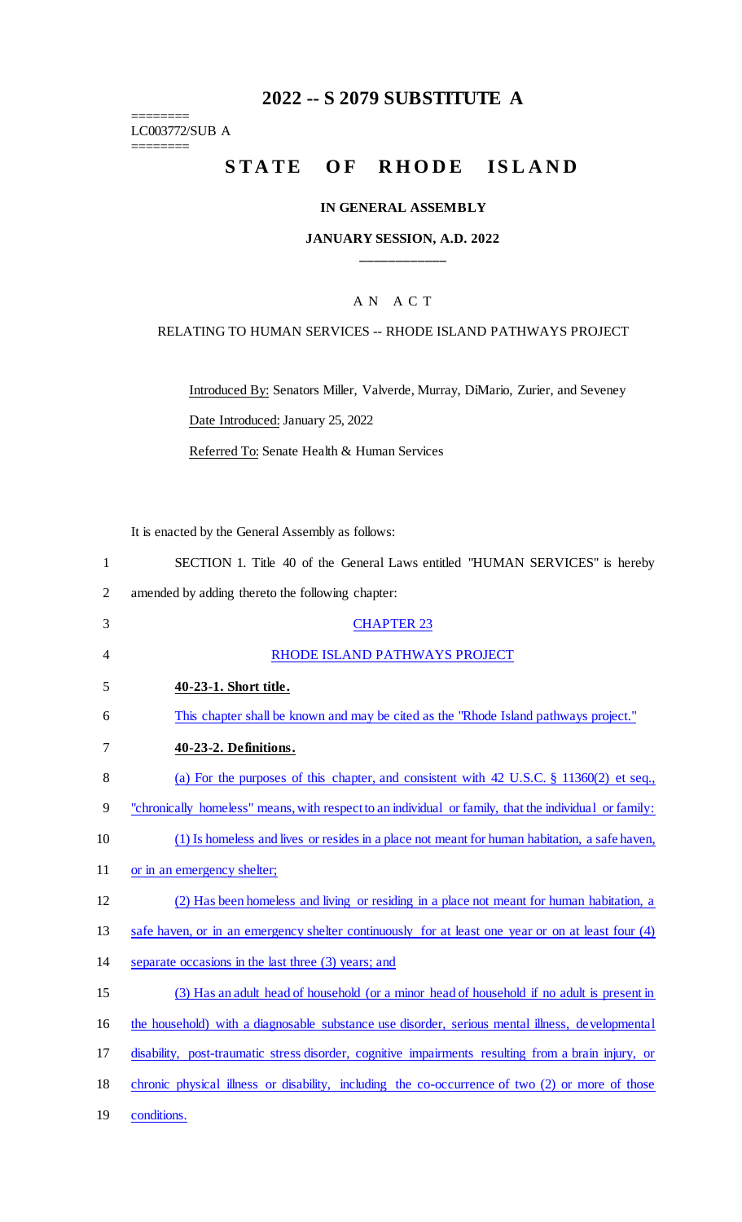# 2022 -- S 2079 SUBSTITUTE A

========
LC003772/SUB A
========

## STATE OF RHODE ISLAND

### IN GENERAL ASSEMBLY

### JANUARY SESSION, A.D. 2022

____________

A N A C T

RELATING TO HUMAN SERVICES -- RHODE ISLAND PATHWAYS PROJECT

Introduced By: Senators Miller, Valverde, Murray, DiMario, Zurier, and Seveney

Date Introduced: January 25, 2022

Referred To: Senate Health & Human Services

It is enacted by the General Assembly as follows:

SECTION 1. Title 40 of the General Laws entitled "HUMAN SERVICES" is hereby amended by adding thereto the following chapter:

CHAPTER 23

RHODE ISLAND PATHWAYS PROJECT

**40-23-1. Short title.**

This chapter shall be known and may be cited as the "Rhode Island pathways project."

**40-23-2. Definitions.**

(a) For the purposes of this chapter, and consistent with 42 U.S.C. § 11360(2) et seq., "chronically homeless" means, with respect to an individual or family, that the individual or family:

(1) Is homeless and lives or resides in a place not meant for human habitation, a safe haven, or in an emergency shelter;

(2) Has been homeless and living or residing in a place not meant for human habitation, a safe haven, or in an emergency shelter continuously for at least one year or on at least four (4) separate occasions in the last three (3) years; and

(3) Has an adult head of household (or a minor head of household if no adult is present in the household) with a diagnosable substance use disorder, serious mental illness, developmental disability, post-traumatic stress disorder, cognitive impairments resulting from a brain injury, or chronic physical illness or disability, including the co-occurrence of two (2) or more of those conditions.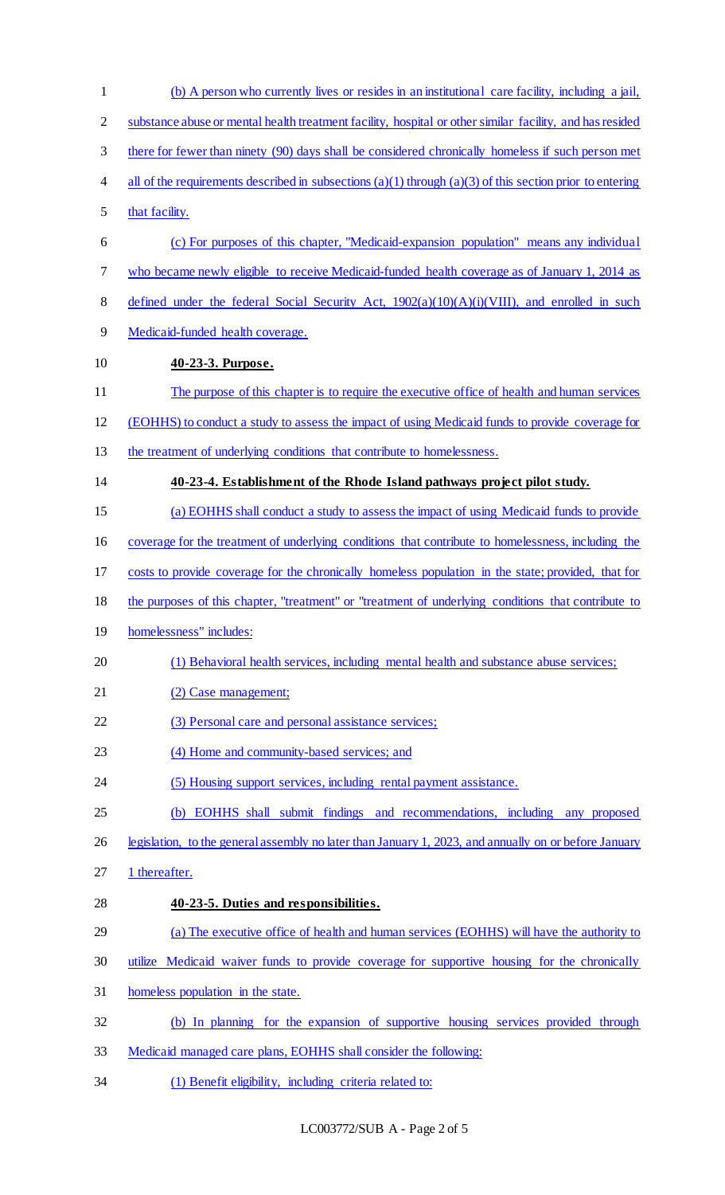(b) A person who currently lives or resides in an institutional care facility, including a jail, substance abuse or mental health treatment facility, hospital or other similar facility, and has resided there for fewer than ninety (90) days shall be considered chronically homeless if such person met all of the requirements described in subsections (a)(1) through (a)(3) of this section prior to entering that facility.

(c) For purposes of this chapter, "Medicaid-expansion population" means any individual who became newly eligible to receive Medicaid-funded health coverage as of January 1, 2014 as defined under the federal Social Security Act, 1902(a)(10)(A)(i)(VIII), and enrolled in such Medicaid-funded health coverage.

**40-23-3. Purpose.**

The purpose of this chapter is to require the executive office of health and human services (EOHHS) to conduct a study to assess the impact of using Medicaid funds to provide coverage for the treatment of underlying conditions that contribute to homelessness.

**40-23-4. Establishment of the Rhode Island pathways project pilot study.**

(a) EOHHS shall conduct a study to assess the impact of using Medicaid funds to provide coverage for the treatment of underlying conditions that contribute to homelessness, including the costs to provide coverage for the chronically homeless population in the state; provided, that for the purposes of this chapter, "treatment" or "treatment of underlying conditions that contribute to homelessness" includes:

(1) Behavioral health services, including mental health and substance abuse services;

(2) Case management;

(3) Personal care and personal assistance services;

(4) Home and community-based services; and

(5) Housing support services, including rental payment assistance.

(b) EOHHS shall submit findings and recommendations, including any proposed legislation, to the general assembly no later than January 1, 2023, and annually on or before January 1 thereafter.

**40-23-5. Duties and responsibilities.**

(a) The executive office of health and human services (EOHHS) will have the authority to utilize Medicaid waiver funds to provide coverage for supportive housing for the chronically homeless population in the state.

(b) In planning for the expansion of supportive housing services provided through Medicaid managed care plans, EOHHS shall consider the following:

(1) Benefit eligibility, including criteria related to: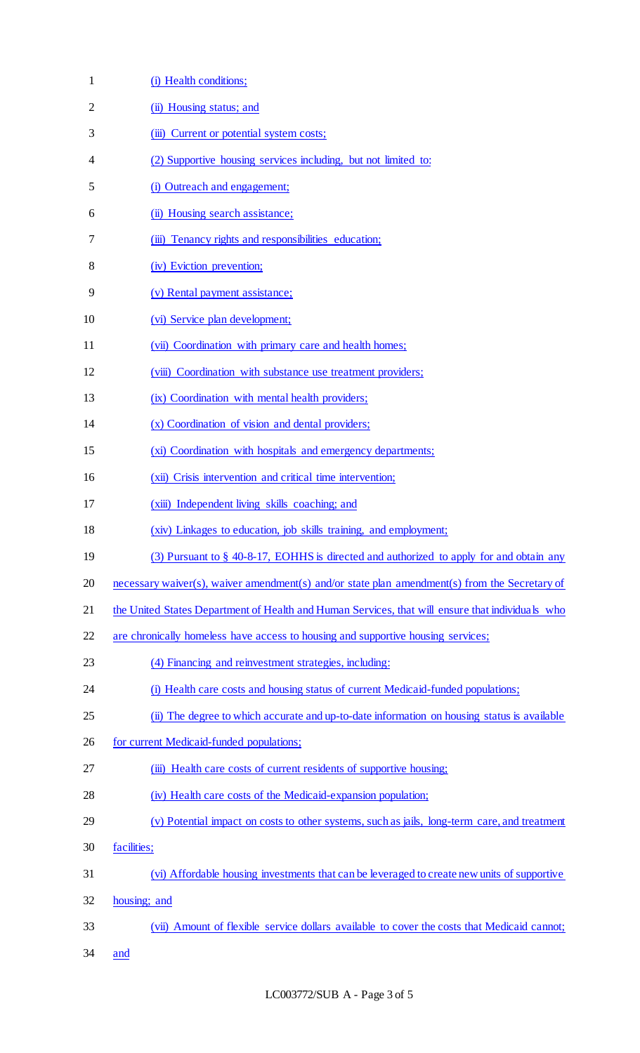(i) Health conditions;

(ii) Housing status; and

(iii) Current or potential system costs;

(2) Supportive housing services including, but not limited to:

(i) Outreach and engagement;

(ii) Housing search assistance;

(iii) Tenancy rights and responsibilities education;

(iv) Eviction prevention;

(v) Rental payment assistance;

(vi) Service plan development;

(vii) Coordination with primary care and health homes;

(viii) Coordination with substance use treatment providers;

(ix) Coordination with mental health providers;

(x) Coordination of vision and dental providers;

(xi) Coordination with hospitals and emergency departments;

(xii) Crisis intervention and critical time intervention;

(xiii) Independent living skills coaching; and

(xiv) Linkages to education, job skills training, and employment;

(3) Pursuant to § 40-8-17, EOHHS is directed and authorized to apply for and obtain any necessary waiver(s), waiver amendment(s) and/or state plan amendment(s) from the Secretary of the United States Department of Health and Human Services, that will ensure that individuals who are chronically homeless have access to housing and supportive housing services;

(4) Financing and reinvestment strategies, including:

(i) Health care costs and housing status of current Medicaid-funded populations;

(ii) The degree to which accurate and up-to-date information on housing status is available for current Medicaid-funded populations;

(iii) Health care costs of current residents of supportive housing;

(iv) Health care costs of the Medicaid-expansion population;

(v) Potential impact on costs to other systems, such as jails, long-term care, and treatment facilities;

(vi) Affordable housing investments that can be leveraged to create new units of supportive housing; and

(vii) Amount of flexible service dollars available to cover the costs that Medicaid cannot; and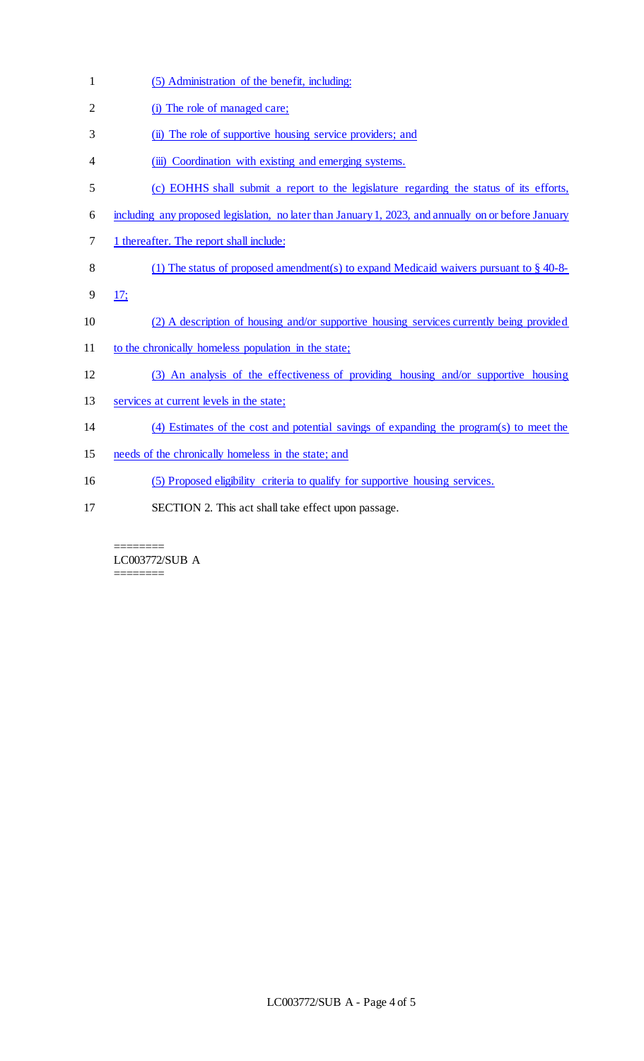(5) Administration of the benefit, including:

(i) The role of managed care;

(ii) The role of supportive housing service providers; and

(iii) Coordination with existing and emerging systems.

(c) EOHHS shall submit a report to the legislature regarding the status of its efforts, including any proposed legislation, no later than January 1, 2023, and annually on or before January 1 thereafter. The report shall include:

(1) The status of proposed amendment(s) to expand Medicaid waivers pursuant to § 40-8-17;

(2) A description of housing and/or supportive housing services currently being provided to the chronically homeless population in the state;

(3) An analysis of the effectiveness of providing housing and/or supportive housing services at current levels in the state;

(4) Estimates of the cost and potential savings of expanding the program(s) to meet the needs of the chronically homeless in the state; and

(5) Proposed eligibility criteria to qualify for supportive housing services.

SECTION 2. This act shall take effect upon passage.

========
LC003772/SUB A
========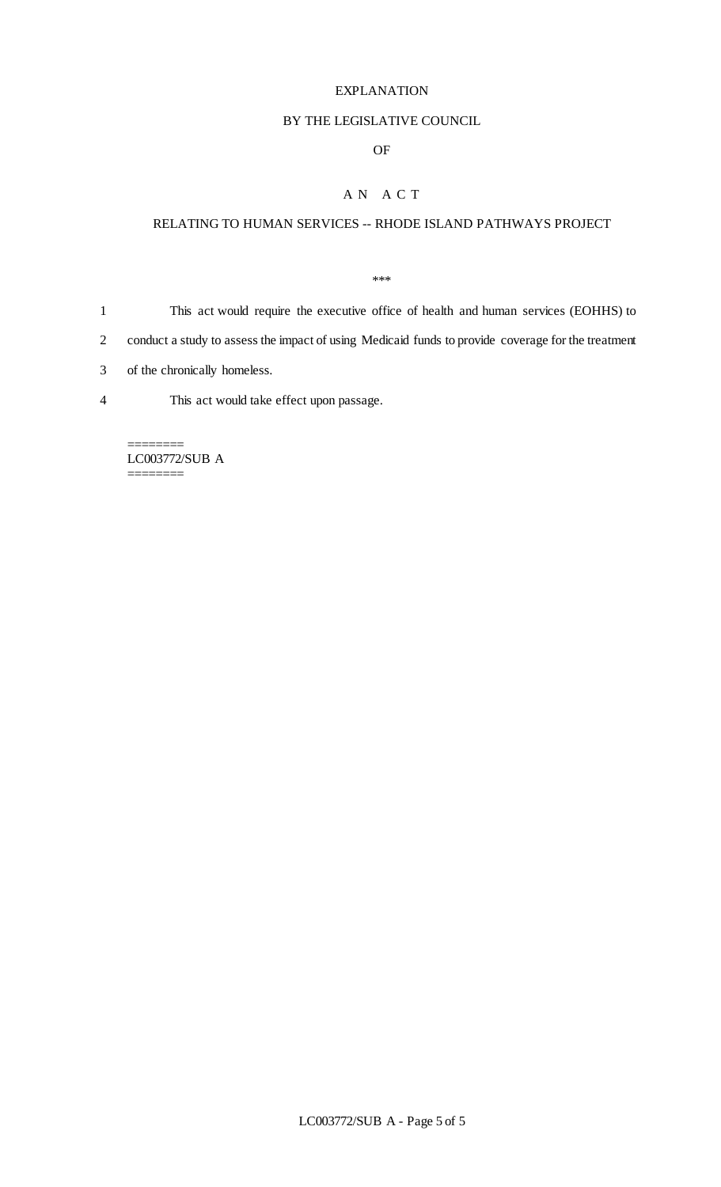EXPLANATION

BY THE LEGISLATIVE COUNCIL

OF

A N A C T

RELATING TO HUMAN SERVICES -- RHODE ISLAND PATHWAYS PROJECT

\*\*\*

1 This act would require the executive office of health and human services (EOHHS) to
2 conduct a study to assess the impact of using Medicaid funds to provide coverage for the treatment
3 of the chronically homeless.
4 This act would take effect upon passage.

========
LC003772/SUB A
========